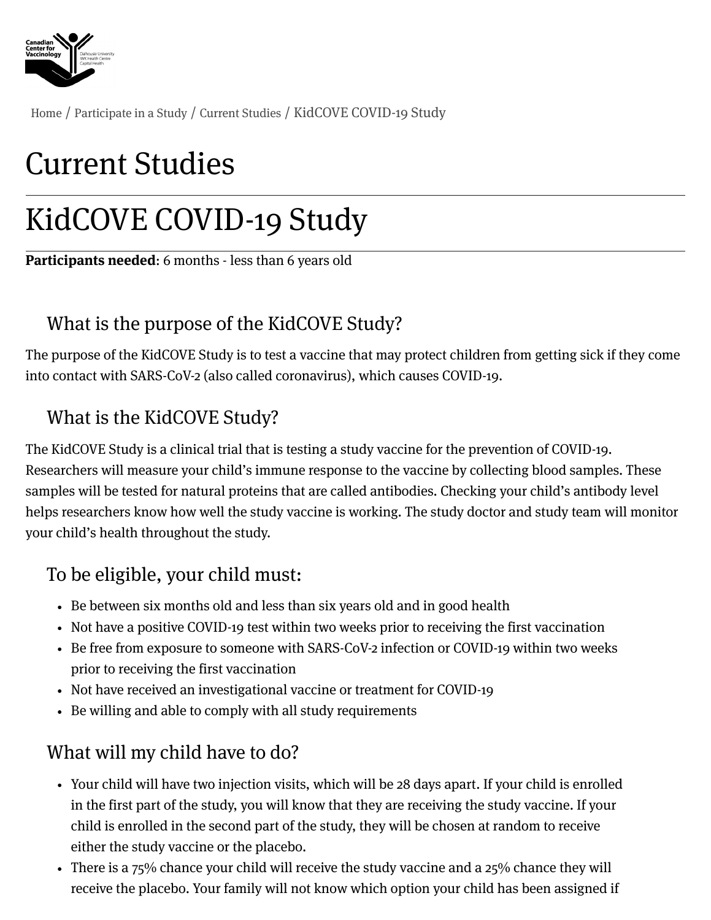Home / Participate in a Study / Current Studies / KidCOVE COVID-19 Study

# Current Studies

# KidCOVE COVID-19 Study

**Participants needed**: 6 months - less than 6 years old

## What is the purpose of the KidCOVE Study?

The purpose of the KidCOVE Study is to test a vaccine that may protect children from getting sick if they come into contact with SARS-CoV-2 (also called coronavirus), which causes COVID-19.

## What is the KidCOVE Study?

The KidCOVE Study is a clinical trial that is testing a study vaccine for the prevention of COVID-19. Researchers will measure your child's immune response to the vaccine by collecting blood samples. These samples will be tested for natural proteins that are called antibodies. Checking your child's antibody level helps researchers know how well the study vaccine is working. The study doctor and study team will monitor your child's health throughout the study.

## To be eligible, your child must:

- Be between six months old and less than six years old and in good health
- Not have a positive COVID-19 test within two weeks prior to receiving the first vaccination
- Be free from exposure to someone with SARS-CoV-2 infection or COVID-19 within two weeks prior to receiving the first vaccination
- Not have received an investigational vaccine or treatment for COVID-19
- Be willing and able to comply with all study requirements

## What will my child have to do?

- Your child will have two injection visits, which will be 28 days apart. If your child is enrolled in the first part of the study, you will know that they are receiving the study vaccine. If your child is enrolled in the second part of the study, they will be chosen at random to receive either the study vaccine or the placebo.
- There is a 75% chance your child will receive the study vaccine and a 25% chance they will receive the placebo. Your family will not know which option your child has been assigned if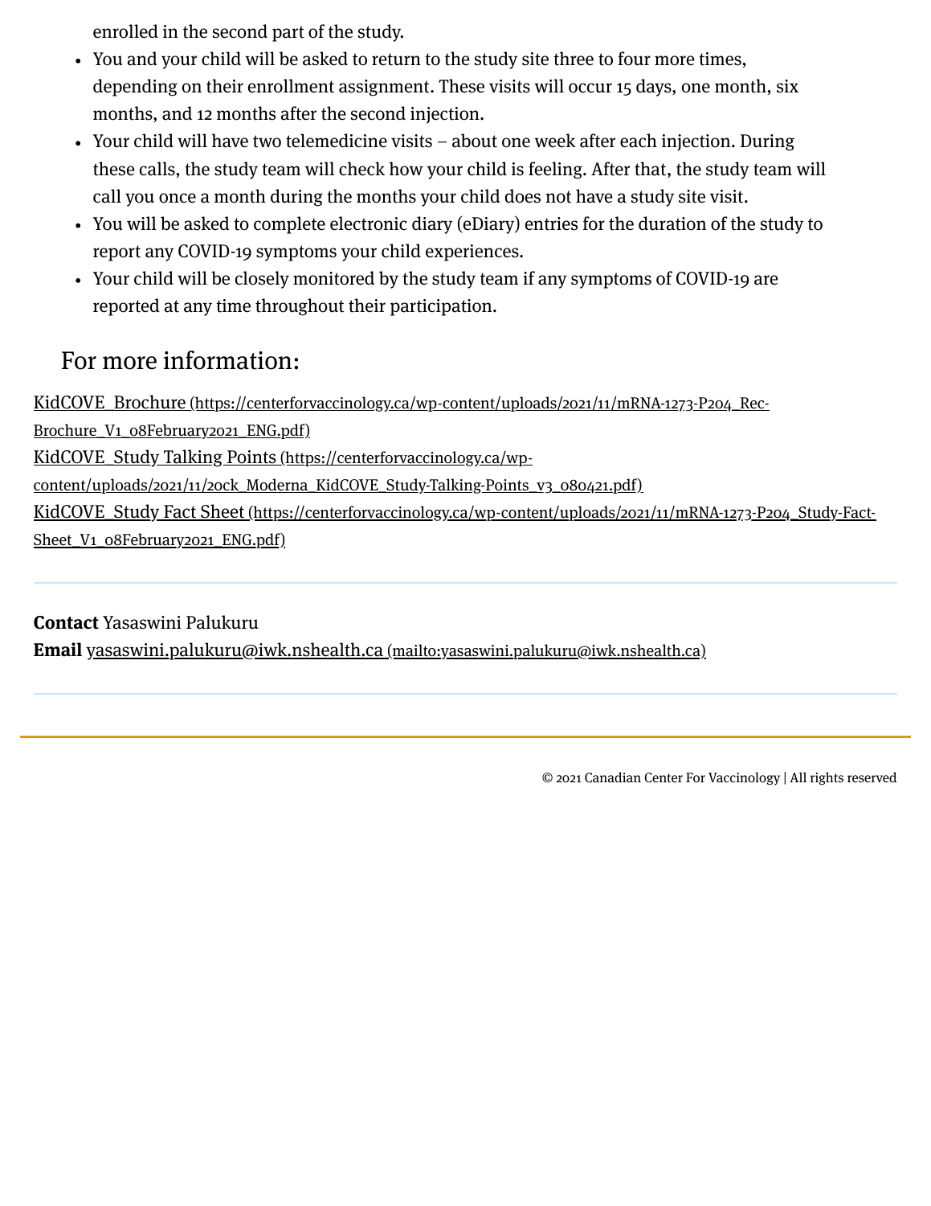enrolled in the second part of the study.

- You and your child will be asked to return to the study site three to four more times, depending on their enrollment assignment. These visits will occur 15 days, one month, six months, and 12 months after the second injection.
- Your child will have two telemedicine visits – about one week after each injection. During these calls, the study team will check how your child is feeling. After that, the study team will call you once a month during the months your child does not have a study site visit.
- You will be asked to complete electronic diary (eDiary) entries for the duration of the study to report any COVID-19 symptoms your child experiences.
- Your child will be closely monitored by the study team if any symptoms of COVID-19 are reported at any time throughout their participation.

## For more information:

KidCOVE_Brochure (https://centerforvaccinology.ca/wp-content/uploads/2021/11/mRNA-1273-P204_Rec-Brochure_V1_08February2021_ENG.pdf)
KidCOVE_Study Talking Points (https://centerforvaccinology.ca/wp-content/uploads/2021/11/20ck_Moderna_KidCOVE_Study-Talking-Points_v3_080421.pdf)
KidCOVE_Study Fact Sheet (https://centerforvaccinology.ca/wp-content/uploads/2021/11/mRNA-1273-P204_Study-Fact-Sheet_V1_08February2021_ENG.pdf)

---

**Contact** Yasaswini Palukuru
**Email** yasaswini.palukuru@iwk.nshealth.ca (mailto:yasaswini.palukuru@iwk.nshealth.ca)

---

© 2021 Canadian Center For Vaccinology | All rights reserved